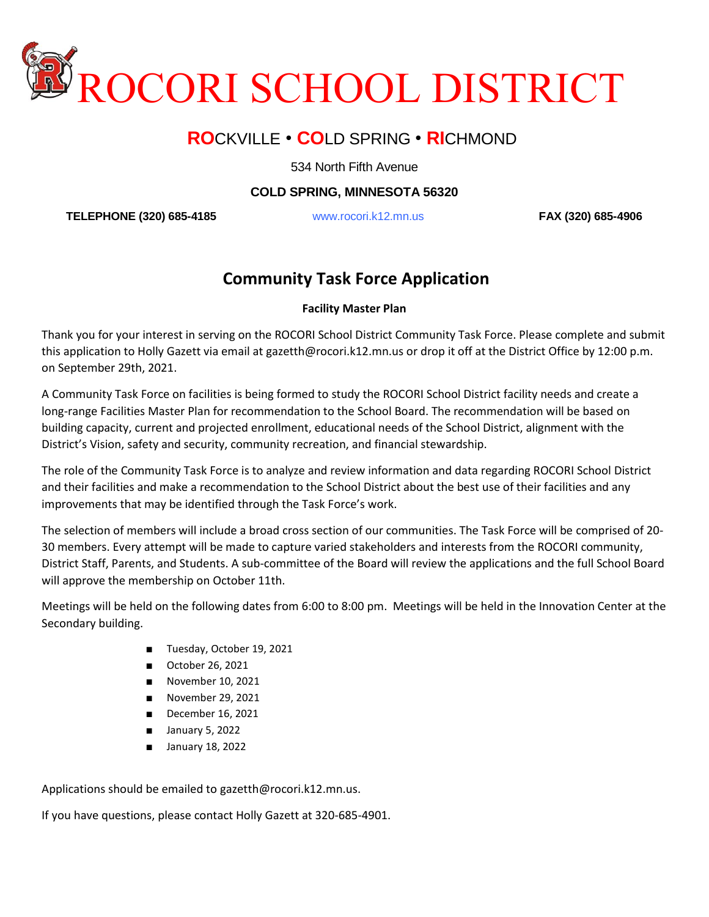# ROCORI SCHOOL DISTRICT

**RO**CKVILLE • **CO**LD SPRING • **RI**CHMOND

534 North Fifth Avenue

**COLD SPRING, MINNESOTA 56320**

**TELEPHONE (320) 685-4185** www.rocori.k12.mn.us **FAX (320) 685-4906**

## Community Task Force Application

**Facility Master Plan**

Thank you for your interest in serving on the ROCORI School District Community Task Force. Please complete and submit this application to Holly Gazett via email at gazetth@rocori.k12.mn.us or drop it off at the District Office by 12:00 p.m. on September 29th, 2021.

A Community Task Force on facilities is being formed to study the ROCORI School District facility needs and create a long-range Facilities Master Plan for recommendation to the School Board. The recommendation will be based on building capacity, current and projected enrollment, educational needs of the School District, alignment with the District's Vision, safety and security, community recreation, and financial stewardship.

The role of the Community Task Force is to analyze and review information and data regarding ROCORI School District and their facilities and make a recommendation to the School District about the best use of their facilities and any improvements that may be identified through the Task Force's work.

The selection of members will include a broad cross section of our communities. The Task Force will be comprised of 20-30 members. Every attempt will be made to capture varied stakeholders and interests from the ROCORI community, District Staff, Parents, and Students. A sub-committee of the Board will review the applications and the full School Board will approve the membership on October 11th.

Meetings will be held on the following dates from 6:00 to 8:00 pm. Meetings will be held in the Innovation Center at the Secondary building.

- Tuesday, October 19, 2021
- October 26, 2021
- November 10, 2021
- November 29, 2021
- December 16, 2021
- January 5, 2022
- January 18, 2022

Applications should be emailed to gazetth@rocori.k12.mn.us.

If you have questions, please contact Holly Gazett at 320-685-4901.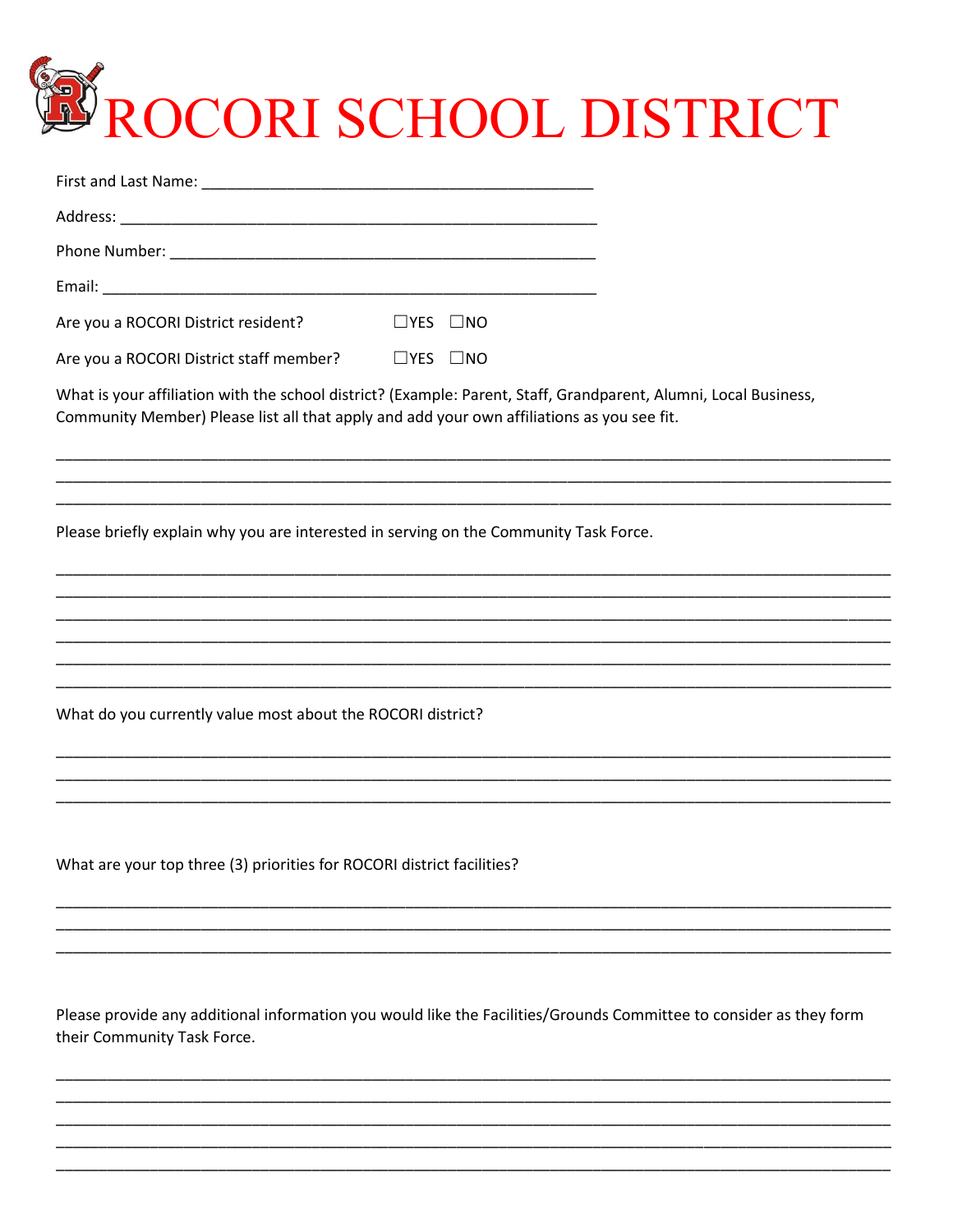# ROCORI SCHOOL DISTRICT

First and Last Name: ______________________________________________

Address: ________________________________________________________

Phone Number: ___________________________________________________

Email: _________________________________________________________

Are you a ROCORI District resident? ☐YES ☐NO

Are you a ROCORI District staff member? ☐YES ☐NO

What is your affiliation with the school district? (Example: Parent, Staff, Grandparent, Alumni, Local Business, Community Member) Please list all that apply and add your own affiliations as you see fit.

___________________________________________________________________________________________

___________________________________________________________________________________________

___________________________________________________________________________________________

Please briefly explain why you are interested in serving on the Community Task Force.

___________________________________________________________________________________________

___________________________________________________________________________________________

___________________________________________________________________________________________

___________________________________________________________________________________________

___________________________________________________________________________________________

___________________________________________________________________________________________

What do you currently value most about the ROCORI district?

___________________________________________________________________________________________

___________________________________________________________________________________________

___________________________________________________________________________________________

What are your top three (3) priorities for ROCORI district facilities?

___________________________________________________________________________________________

___________________________________________________________________________________________

___________________________________________________________________________________________

Please provide any additional information you would like the Facilities/Grounds Committee to consider as they form their Community Task Force.

___________________________________________________________________________________________

___________________________________________________________________________________________

___________________________________________________________________________________________

___________________________________________________________________________________________

___________________________________________________________________________________________